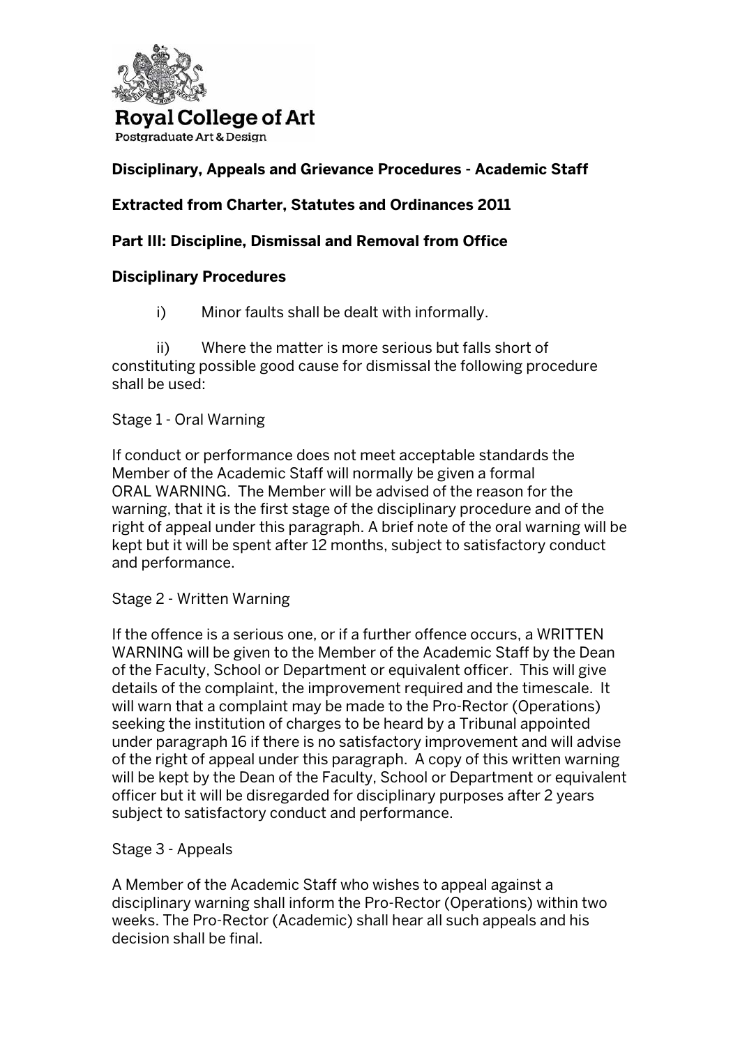**Royal College of Art**
Postgraduate Art & Design

**Disciplinary, Appeals and Grievance Procedures - Academic Staff**

**Extracted from Charter, Statutes and Ordinances 2011**

**Part III: Discipline, Dismissal and Removal from Office**

**Disciplinary Procedures**

i) Minor faults shall be dealt with informally.

ii) Where the matter is more serious but falls short of constituting possible good cause for dismissal the following procedure shall be used:

Stage 1 - Oral Warning

If conduct or performance does not meet acceptable standards the Member of the Academic Staff will normally be given a formal ORAL WARNING. The Member will be advised of the reason for the warning, that it is the first stage of the disciplinary procedure and of the right of appeal under this paragraph. A brief note of the oral warning will be kept but it will be spent after 12 months, subject to satisfactory conduct and performance.

Stage 2 - Written Warning

If the offence is a serious one, or if a further offence occurs, a WRITTEN WARNING will be given to the Member of the Academic Staff by the Dean of the Faculty, School or Department or equivalent officer. This will give details of the complaint, the improvement required and the timescale. It will warn that a complaint may be made to the Pro-Rector (Operations) seeking the institution of charges to be heard by a Tribunal appointed under paragraph 16 if there is no satisfactory improvement and will advise of the right of appeal under this paragraph. A copy of this written warning will be kept by the Dean of the Faculty, School or Department or equivalent officer but it will be disregarded for disciplinary purposes after 2 years subject to satisfactory conduct and performance.

Stage 3 - Appeals

A Member of the Academic Staff who wishes to appeal against a disciplinary warning shall inform the Pro-Rector (Operations) within two weeks. The Pro-Rector (Academic) shall hear all such appeals and his decision shall be final.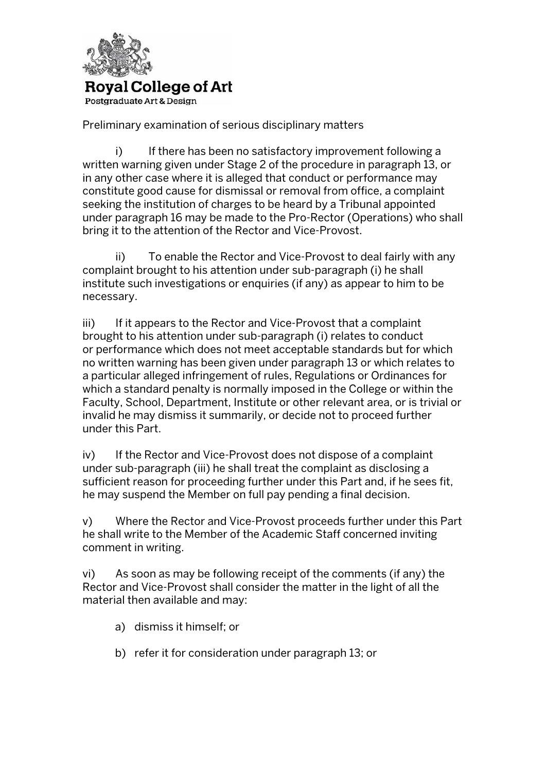Preliminary examination of serious disciplinary matters

i) If there has been no satisfactory improvement following a written warning given under Stage 2 of the procedure in paragraph 13, or in any other case where it is alleged that conduct or performance may constitute good cause for dismissal or removal from office, a complaint seeking the institution of charges to be heard by a Tribunal appointed under paragraph 16 may be made to the Pro-Rector (Operations) who shall bring it to the attention of the Rector and Vice-Provost.

ii) To enable the Rector and Vice-Provost to deal fairly with any complaint brought to his attention under sub-paragraph (i) he shall institute such investigations or enquiries (if any) as appear to him to be necessary.

iii) If it appears to the Rector and Vice-Provost that a complaint brought to his attention under sub-paragraph (i) relates to conduct or performance which does not meet acceptable standards but for which no written warning has been given under paragraph 13 or which relates to a particular alleged infringement of rules, Regulations or Ordinances for which a standard penalty is normally imposed in the College or within the Faculty, School, Department, Institute or other relevant area, or is trivial or invalid he may dismiss it summarily, or decide not to proceed further under this Part.

iv) If the Rector and Vice-Provost does not dispose of a complaint under sub-paragraph (iii) he shall treat the complaint as disclosing a sufficient reason for proceeding further under this Part and, if he sees fit, he may suspend the Member on full pay pending a final decision.

v) Where the Rector and Vice-Provost proceeds further under this Part he shall write to the Member of the Academic Staff concerned inviting comment in writing.

vi) As soon as may be following receipt of the comments (if any) the Rector and Vice-Provost shall consider the matter in the light of all the material then available and may:

a) dismiss it himself; or

b) refer it for consideration under paragraph 13; or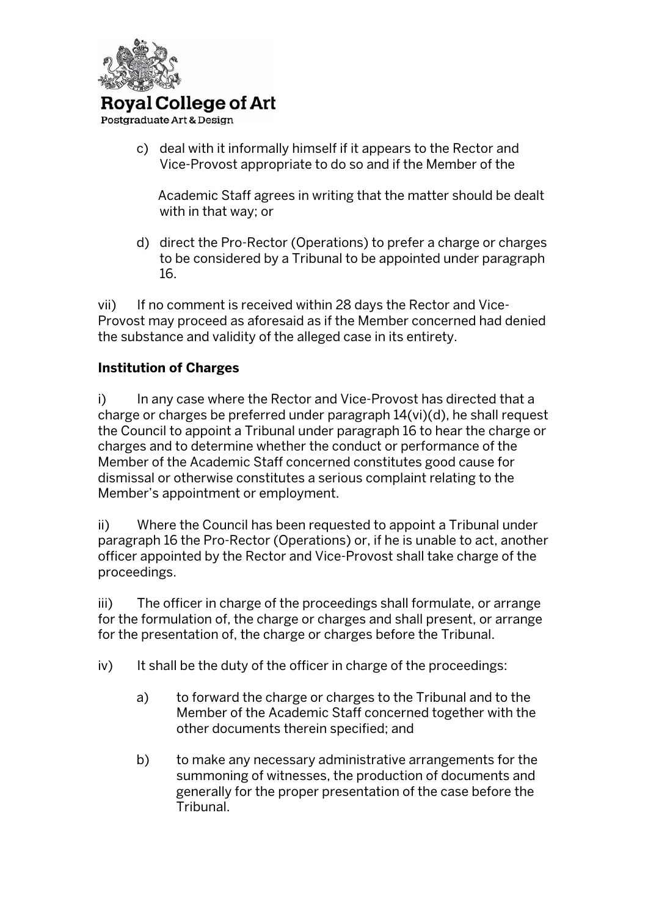c) deal with it informally himself if it appears to the Rector and Vice-Provost appropriate to do so and if the Member of the Academic Staff agrees in writing that the matter should be dealt with in that way; or

d) direct the Pro-Rector (Operations) to prefer a charge or charges to be considered by a Tribunal to be appointed under paragraph 16.

vii) If no comment is received within 28 days the Rector and Vice-Provost may proceed as aforesaid as if the Member concerned had denied the substance and validity of the alleged case in its entirety.

**Institution of Charges**

i) In any case where the Rector and Vice-Provost has directed that a charge or charges be preferred under paragraph 14(vi)(d), he shall request the Council to appoint a Tribunal under paragraph 16 to hear the charge or charges and to determine whether the conduct or performance of the Member of the Academic Staff concerned constitutes good cause for dismissal or otherwise constitutes a serious complaint relating to the Member's appointment or employment.

ii) Where the Council has been requested to appoint a Tribunal under paragraph 16 the Pro-Rector (Operations) or, if he is unable to act, another officer appointed by the Rector and Vice-Provost shall take charge of the proceedings.

iii) The officer in charge of the proceedings shall formulate, or arrange for the formulation of, the charge or charges and shall present, or arrange for the presentation of, the charge or charges before the Tribunal.

iv) It shall be the duty of the officer in charge of the proceedings:

a) to forward the charge or charges to the Tribunal and to the Member of the Academic Staff concerned together with the other documents therein specified; and

b) to make any necessary administrative arrangements for the summoning of witnesses, the production of documents and generally for the proper presentation of the case before the Tribunal.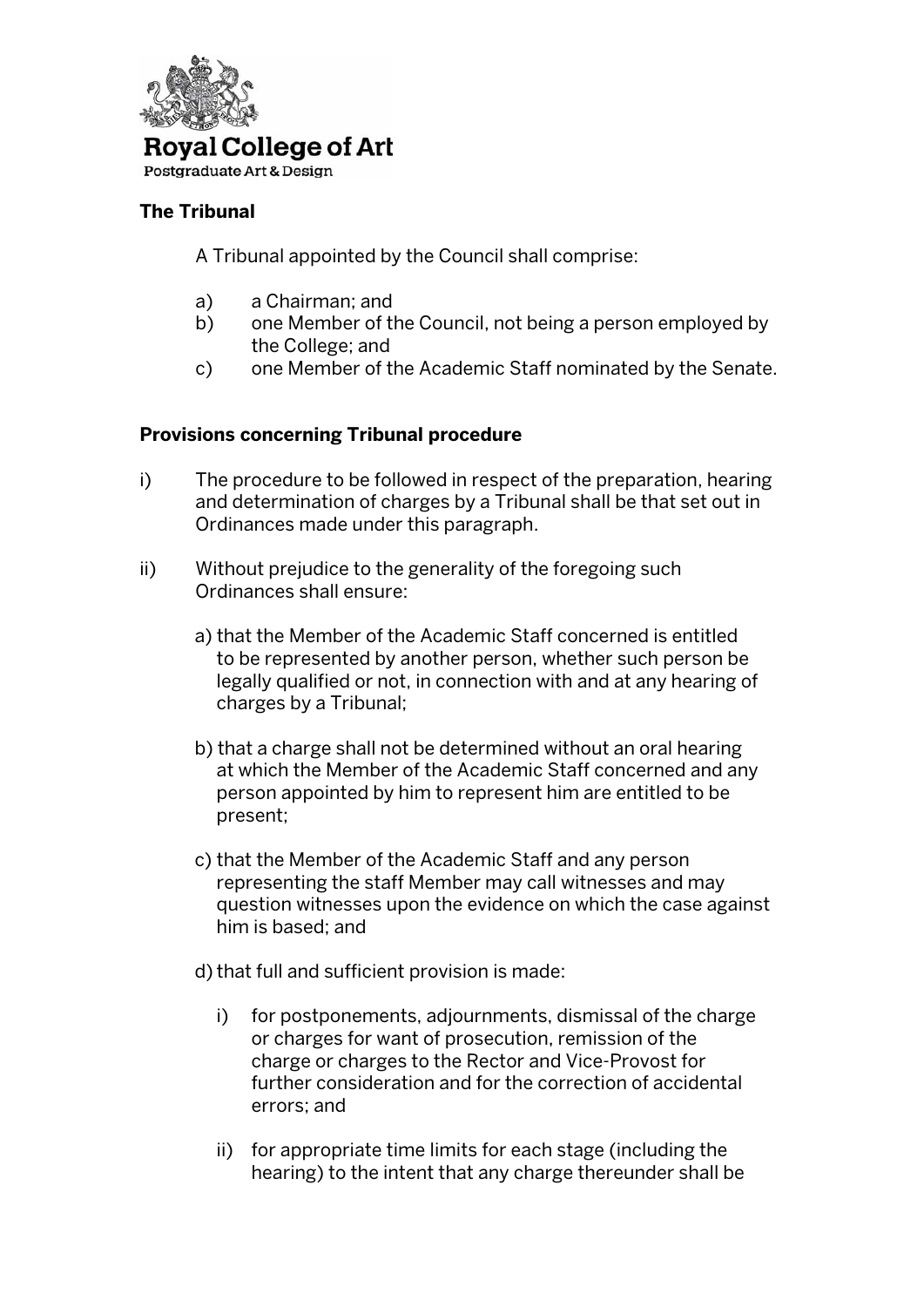**The Tribunal**

A Tribunal appointed by the Council shall comprise:

a) a Chairman; and
b) one Member of the Council, not being a person employed by the College; and
c) one Member of the Academic Staff nominated by the Senate.

**Provisions concerning Tribunal procedure**

i) The procedure to be followed in respect of the preparation, hearing and determination of charges by a Tribunal shall be that set out in Ordinances made under this paragraph.

ii) Without prejudice to the generality of the foregoing such Ordinances shall ensure:

  a) that the Member of the Academic Staff concerned is entitled to be represented by another person, whether such person be legally qualified or not, in connection with and at any hearing of charges by a Tribunal;

  b) that a charge shall not be determined without an oral hearing at which the Member of the Academic Staff concerned and any person appointed by him to represent him are entitled to be present;

  c) that the Member of the Academic Staff and any person representing the staff Member may call witnesses and may question witnesses upon the evidence on which the case against him is based; and

  d) that full and sufficient provision is made:

    i) for postponements, adjournments, dismissal of the charge or charges for want of prosecution, remission of the charge or charges to the Rector and Vice-Provost for further consideration and for the correction of accidental errors; and

    ii) for appropriate time limits for each stage (including the hearing) to the intent that any charge thereunder shall be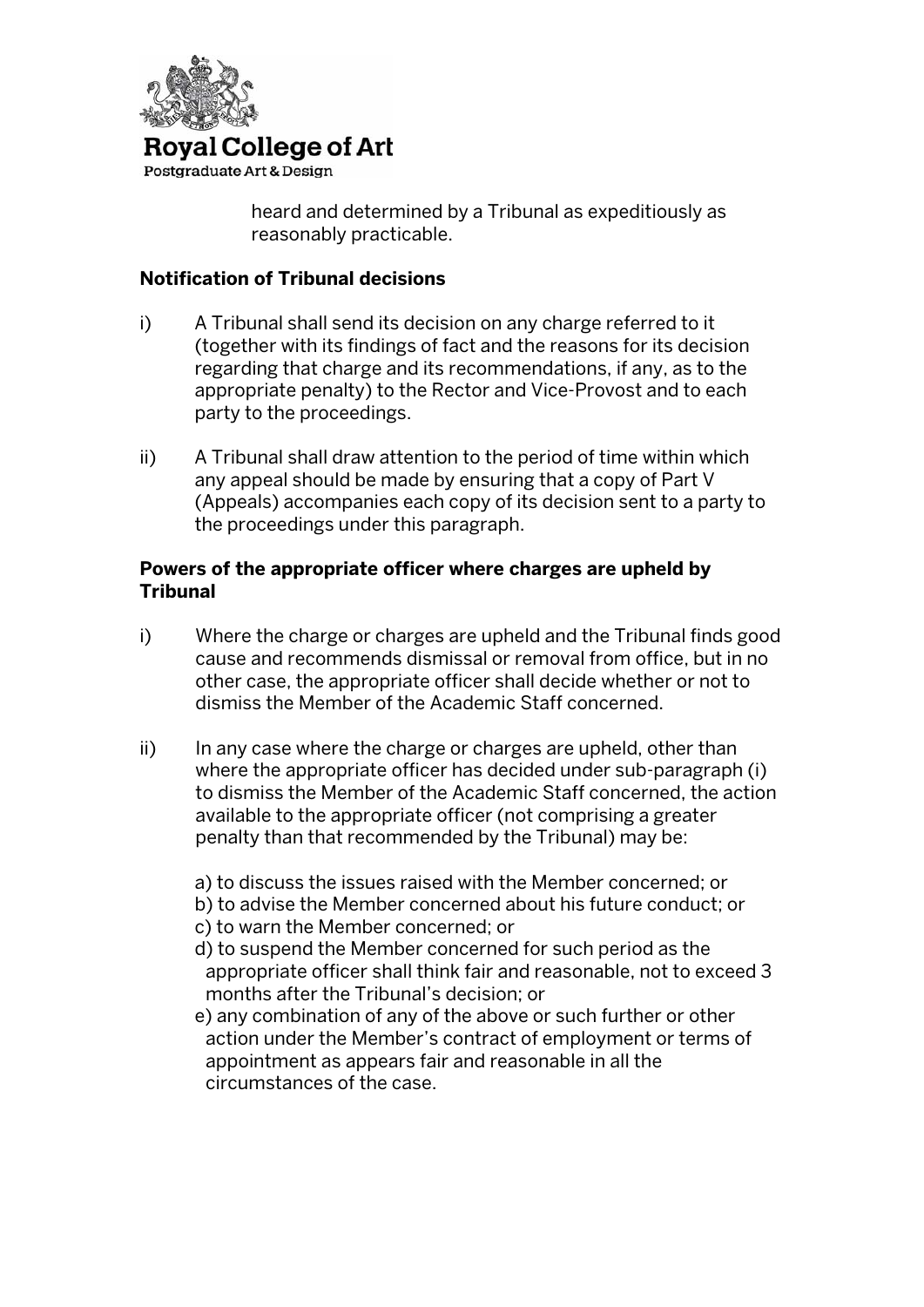heard and determined by a Tribunal as expeditiously as reasonably practicable.

**Notification of Tribunal decisions**

i) A Tribunal shall send its decision on any charge referred to it (together with its findings of fact and the reasons for its decision regarding that charge and its recommendations, if any, as to the appropriate penalty) to the Rector and Vice-Provost and to each party to the proceedings.

ii) A Tribunal shall draw attention to the period of time within which any appeal should be made by ensuring that a copy of Part V (Appeals) accompanies each copy of its decision sent to a party to the proceedings under this paragraph.

**Powers of the appropriate officer where charges are upheld by Tribunal**

i) Where the charge or charges are upheld and the Tribunal finds good cause and recommends dismissal or removal from office, but in no other case, the appropriate officer shall decide whether or not to dismiss the Member of the Academic Staff concerned.

ii) In any case where the charge or charges are upheld, other than where the appropriate officer has decided under sub-paragraph (i) to dismiss the Member of the Academic Staff concerned, the action available to the appropriate officer (not comprising a greater penalty than that recommended by the Tribunal) may be:

a) to discuss the issues raised with the Member concerned; or
b) to advise the Member concerned about his future conduct; or
c) to warn the Member concerned; or
d) to suspend the Member concerned for such period as the appropriate officer shall think fair and reasonable, not to exceed 3 months after the Tribunal's decision; or
e) any combination of any of the above or such further or other action under the Member's contract of employment or terms of appointment as appears fair and reasonable in all the circumstances of the case.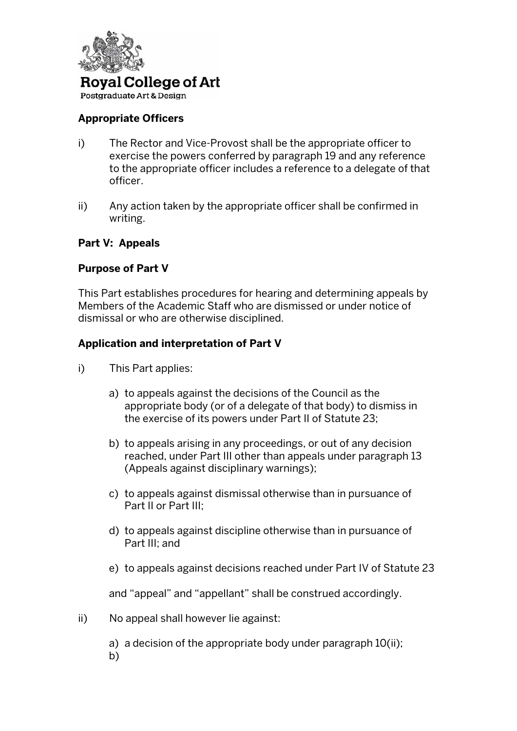**Appropriate Officers**

i) The Rector and Vice-Provost shall be the appropriate officer to exercise the powers conferred by paragraph 19 and any reference to the appropriate officer includes a reference to a delegate of that officer.

ii) Any action taken by the appropriate officer shall be confirmed in writing.

**Part V: Appeals**

**Purpose of Part V**

This Part establishes procedures for hearing and determining appeals by Members of the Academic Staff who are dismissed or under notice of dismissal or who are otherwise disciplined.

**Application and interpretation of Part V**

i) This Part applies:

a) to appeals against the decisions of the Council as the appropriate body (or of a delegate of that body) to dismiss in the exercise of its powers under Part II of Statute 23;

b) to appeals arising in any proceedings, or out of any decision reached, under Part III other than appeals under paragraph 13 (Appeals against disciplinary warnings);

c) to appeals against dismissal otherwise than in pursuance of Part II or Part III;

d) to appeals against discipline otherwise than in pursuance of Part III; and

e) to appeals against decisions reached under Part IV of Statute 23

and "appeal" and "appellant" shall be construed accordingly.

ii) No appeal shall however lie against:

a) a decision of the appropriate body under paragraph 10(ii);

b)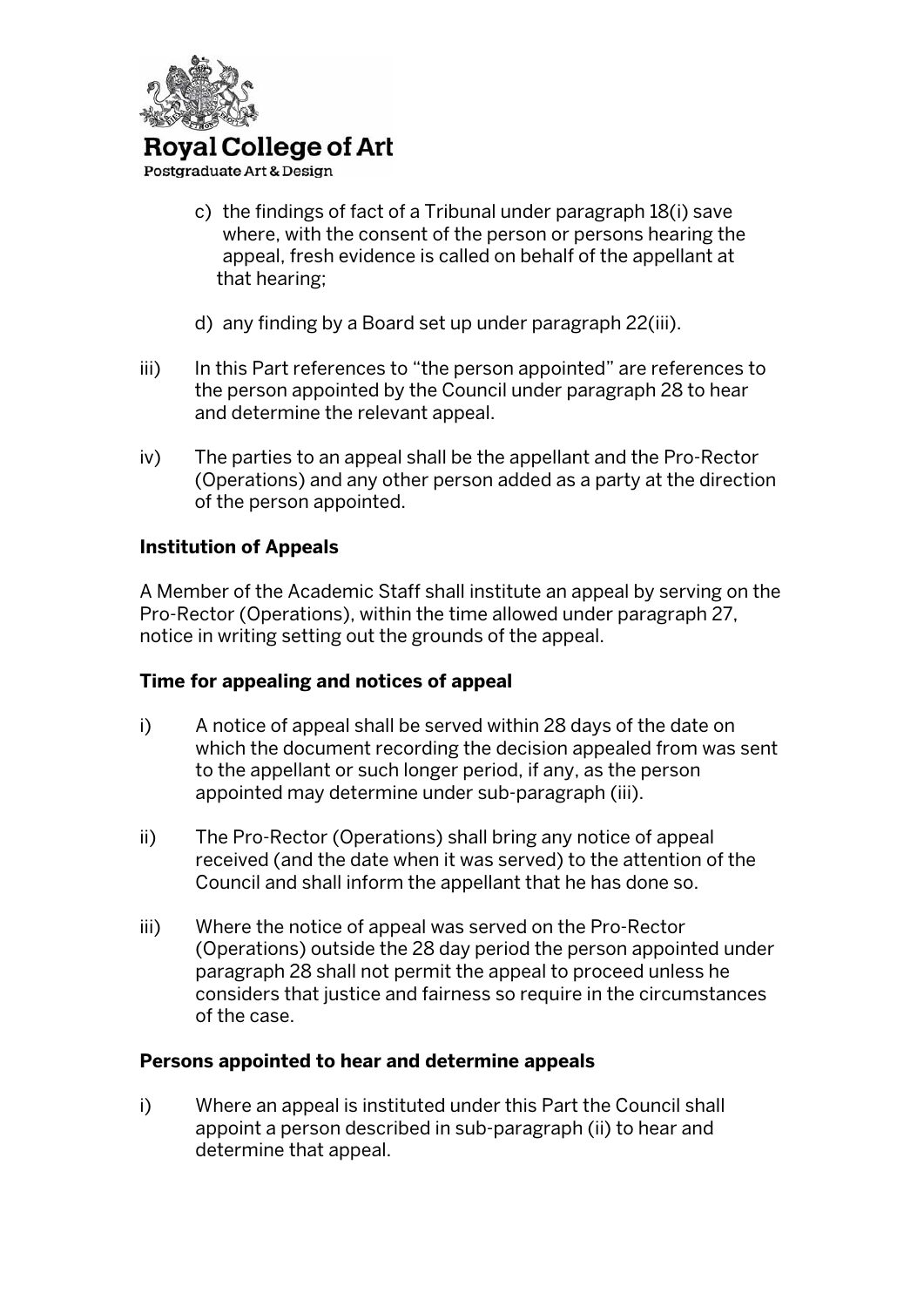c) the findings of fact of a Tribunal under paragraph 18(i) save where, with the consent of the person or persons hearing the appeal, fresh evidence is called on behalf of the appellant at that hearing;

d) any finding by a Board set up under paragraph 22(iii).

iii) In this Part references to "the person appointed" are references to the person appointed by the Council under paragraph 28 to hear and determine the relevant appeal.

iv) The parties to an appeal shall be the appellant and the Pro-Rector (Operations) and any other person added as a party at the direction of the person appointed.

**Institution of Appeals**

A Member of the Academic Staff shall institute an appeal by serving on the Pro-Rector (Operations), within the time allowed under paragraph 27, notice in writing setting out the grounds of the appeal.

**Time for appealing and notices of appeal**

i) A notice of appeal shall be served within 28 days of the date on which the document recording the decision appealed from was sent to the appellant or such longer period, if any, as the person appointed may determine under sub-paragraph (iii).

ii) The Pro-Rector (Operations) shall bring any notice of appeal received (and the date when it was served) to the attention of the Council and shall inform the appellant that he has done so.

iii) Where the notice of appeal was served on the Pro-Rector (Operations) outside the 28 day period the person appointed under paragraph 28 shall not permit the appeal to proceed unless he considers that justice and fairness so require in the circumstances of the case.

**Persons appointed to hear and determine appeals**

i) Where an appeal is instituted under this Part the Council shall appoint a person described in sub-paragraph (ii) to hear and determine that appeal.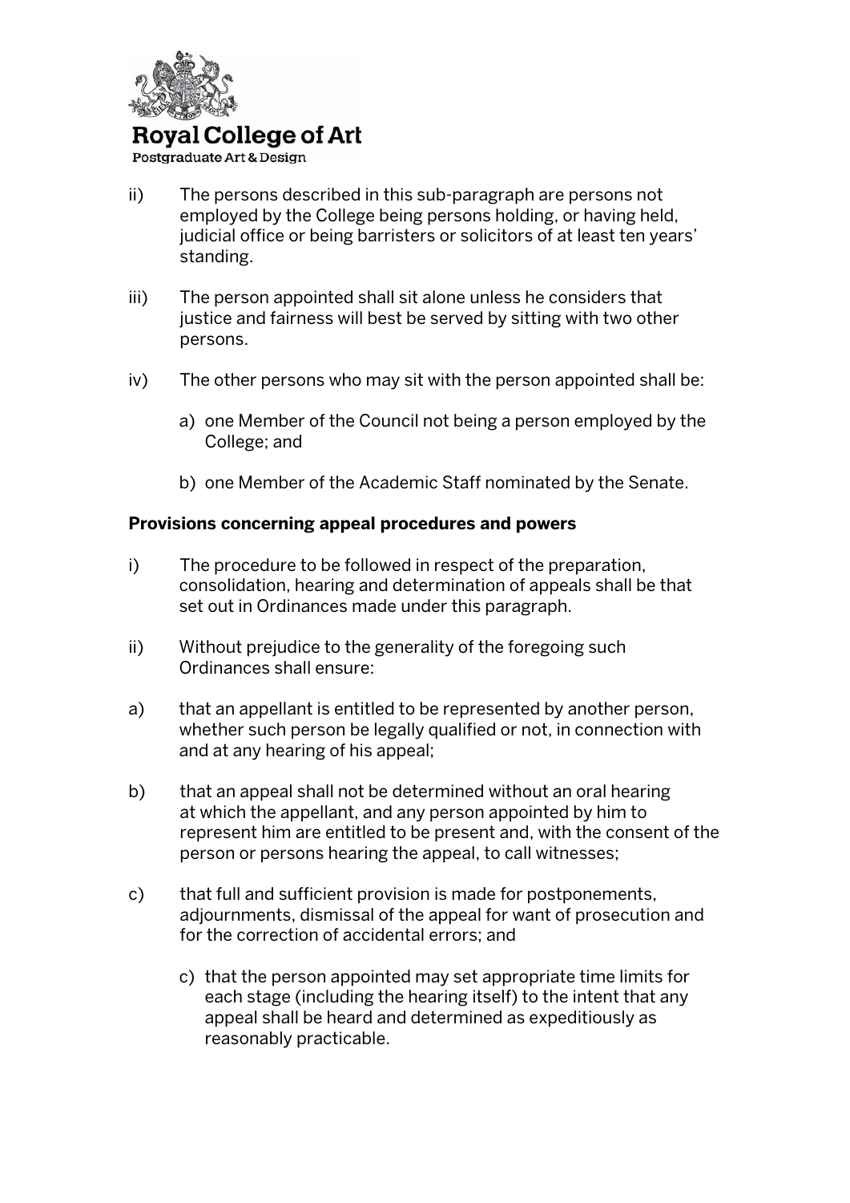ii) The persons described in this sub-paragraph are persons not employed by the College being persons holding, or having held, judicial office or being barristers or solicitors of at least ten years' standing.

iii) The person appointed shall sit alone unless he considers that justice and fairness will best be served by sitting with two other persons.

iv) The other persons who may sit with the person appointed shall be:

   a) one Member of the Council not being a person employed by the College; and

   b) one Member of the Academic Staff nominated by the Senate.

**Provisions concerning appeal procedures and powers**

i) The procedure to be followed in respect of the preparation, consolidation, hearing and determination of appeals shall be that set out in Ordinances made under this paragraph.

ii) Without prejudice to the generality of the foregoing such Ordinances shall ensure:

a) that an appellant is entitled to be represented by another person, whether such person be legally qualified or not, in connection with and at any hearing of his appeal;

b) that an appeal shall not be determined without an oral hearing at which the appellant, and any person appointed by him to represent him are entitled to be present and, with the consent of the person or persons hearing the appeal, to call witnesses;

c) that full and sufficient provision is made for postponements, adjournments, dismissal of the appeal for want of prosecution and for the correction of accidental errors; and

   c) that the person appointed may set appropriate time limits for each stage (including the hearing itself) to the intent that any appeal shall be heard and determined as expeditiously as reasonably practicable.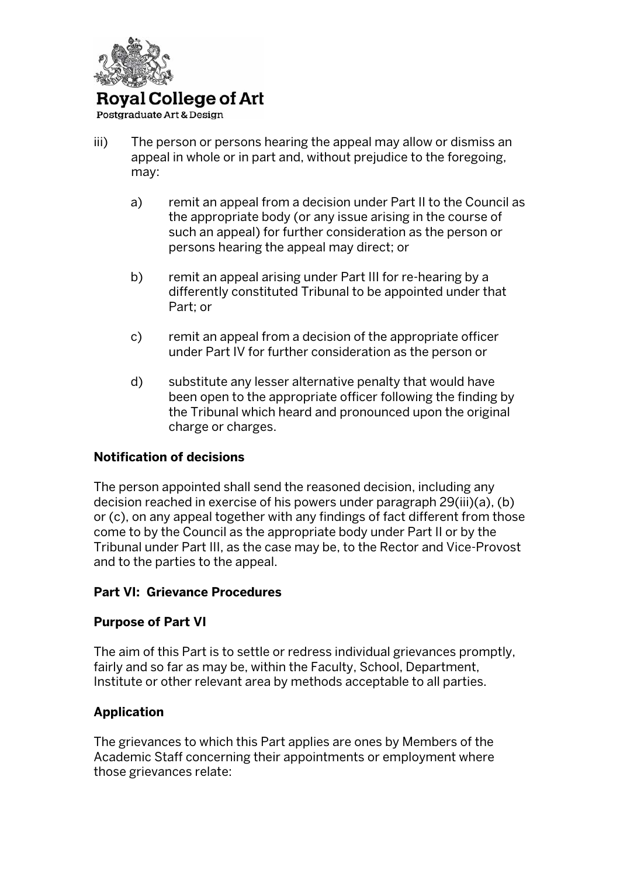iii) The person or persons hearing the appeal may allow or dismiss an appeal in whole or in part and, without prejudice to the foregoing, may:

   a) remit an appeal from a decision under Part II to the Council as the appropriate body (or any issue arising in the course of such an appeal) for further consideration as the person or persons hearing the appeal may direct; or

   b) remit an appeal arising under Part III for re-hearing by a differently constituted Tribunal to be appointed under that Part; or

   c) remit an appeal from a decision of the appropriate officer under Part IV for further consideration as the person or

   d) substitute any lesser alternative penalty that would have been open to the appropriate officer following the finding by the Tribunal which heard and pronounced upon the original charge or charges.

**Notification of decisions**

The person appointed shall send the reasoned decision, including any decision reached in exercise of his powers under paragraph 29(iii)(a), (b) or (c), on any appeal together with any findings of fact different from those come to by the Council as the appropriate body under Part II or by the Tribunal under Part III, as the case may be, to the Rector and Vice-Provost and to the parties to the appeal.

**Part VI: Grievance Procedures**

**Purpose of Part VI**

The aim of this Part is to settle or redress individual grievances promptly, fairly and so far as may be, within the Faculty, School, Department, Institute or other relevant area by methods acceptable to all parties.

**Application**

The grievances to which this Part applies are ones by Members of the Academic Staff concerning their appointments or employment where those grievances relate: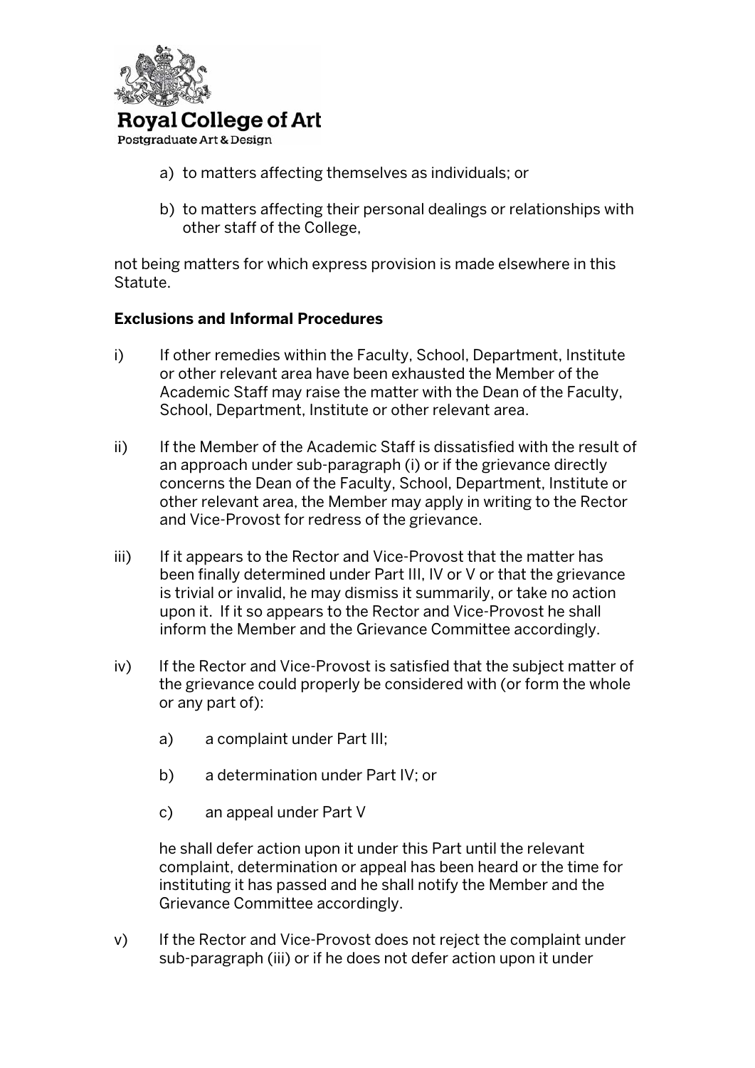a) to matters affecting themselves as individuals; or

b) to matters affecting their personal dealings or relationships with other staff of the College,

not being matters for which express provision is made elsewhere in this Statute.

**Exclusions and Informal Procedures**

i) If other remedies within the Faculty, School, Department, Institute or other relevant area have been exhausted the Member of the Academic Staff may raise the matter with the Dean of the Faculty, School, Department, Institute or other relevant area.

ii) If the Member of the Academic Staff is dissatisfied with the result of an approach under sub-paragraph (i) or if the grievance directly concerns the Dean of the Faculty, School, Department, Institute or other relevant area, the Member may apply in writing to the Rector and Vice-Provost for redress of the grievance.

iii) If it appears to the Rector and Vice-Provost that the matter has been finally determined under Part III, IV or V or that the grievance is trivial or invalid, he may dismiss it summarily, or take no action upon it. If it so appears to the Rector and Vice-Provost he shall inform the Member and the Grievance Committee accordingly.

iv) If the Rector and Vice-Provost is satisfied that the subject matter of the grievance could properly be considered with (or form the whole or any part of):

   a) a complaint under Part III;

   b) a determination under Part IV; or

   c) an appeal under Part V

   he shall defer action upon it under this Part until the relevant complaint, determination or appeal has been heard or the time for instituting it has passed and he shall notify the Member and the Grievance Committee accordingly.

v) If the Rector and Vice-Provost does not reject the complaint under sub-paragraph (iii) or if he does not defer action upon it under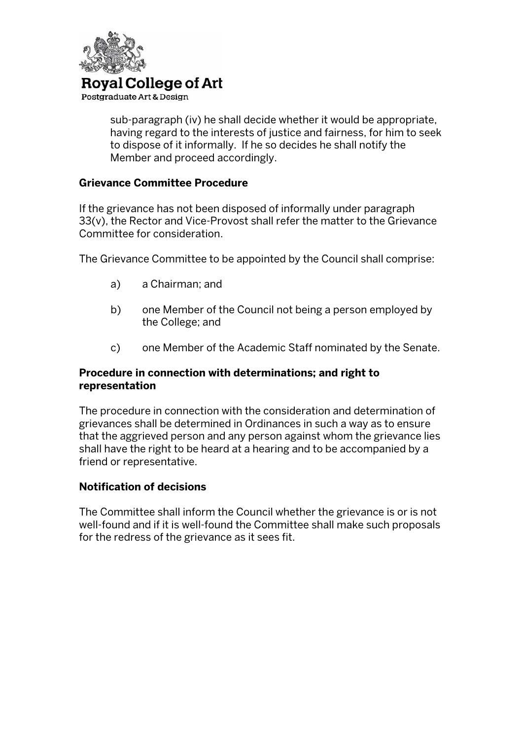sub-paragraph (iv) he shall decide whether it would be appropriate, having regard to the interests of justice and fairness, for him to seek to dispose of it informally. If he so decides he shall notify the Member and proceed accordingly.

**Grievance Committee Procedure**

If the grievance has not been disposed of informally under paragraph 33(v), the Rector and Vice-Provost shall refer the matter to the Grievance Committee for consideration.

The Grievance Committee to be appointed by the Council shall comprise:

a) a Chairman; and

b) one Member of the Council not being a person employed by the College; and

c) one Member of the Academic Staff nominated by the Senate.

**Procedure in connection with determinations; and right to representation**

The procedure in connection with the consideration and determination of grievances shall be determined in Ordinances in such a way as to ensure that the aggrieved person and any person against whom the grievance lies shall have the right to be heard at a hearing and to be accompanied by a friend or representative.

**Notification of decisions**

The Committee shall inform the Council whether the grievance is or is not well-found and if it is well-found the Committee shall make such proposals for the redress of the grievance as it sees fit.